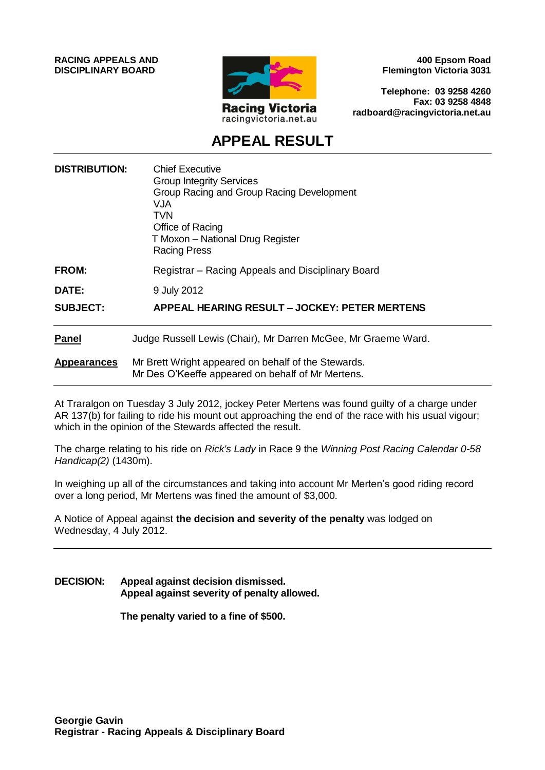**RACING APPEALS AND DISCIPLINARY BOARD**

Racing Victoria
racingvictoria.net.au

**400 Epsom Road**
**Flemington Victoria 3031**

**Telephone: 03 9258 4260**
**Fax: 03 9258 4848**
**radboard@racingvictoria.net.au**

# APPEAL RESULT

| | |
|---|---|
| **DISTRIBUTION:** | Chief Executive<br>Group Integrity Services<br>Group Racing and Group Racing Development<br>VJA<br>TVN<br>Office of Racing<br>T Moxon – National Drug Register<br>Racing Press |
| **FROM:** | Registrar – Racing Appeals and Disciplinary Board |
| **DATE:** | 9 July 2012 |
| **SUBJECT:** | **APPEAL HEARING RESULT – JOCKEY: PETER MERTENS** |

| | |
|---|---|
| **Panel** | Judge Russell Lewis (Chair), Mr Darren McGee, Mr Graeme Ward. |
| **Appearances** | Mr Brett Wright appeared on behalf of the Stewards.<br>Mr Des O'Keeffe appeared on behalf of Mr Mertens. |

At Traralgon on Tuesday 3 July 2012, jockey Peter Mertens was found guilty of a charge under AR 137(b) for failing to ride his mount out approaching the end of the race with his usual vigour; which in the opinion of the Stewards affected the result.

The charge relating to his ride on *Rick's Lady* in Race 9 the *Winning Post Racing Calendar 0-58 Handicap(2)* (1430m).

In weighing up all of the circumstances and taking into account Mr Merten's good riding record over a long period, Mr Mertens was fined the amount of $3,000.

A Notice of Appeal against **the decision and severity of the penalty** was lodged on Wednesday, 4 July 2012.

---

**DECISION:** **Appeal against decision dismissed.**
**Appeal against severity of penalty allowed.**

**The penalty varied to a fine of $500.**

**Georgie Gavin**
**Registrar - Racing Appeals & Disciplinary Board**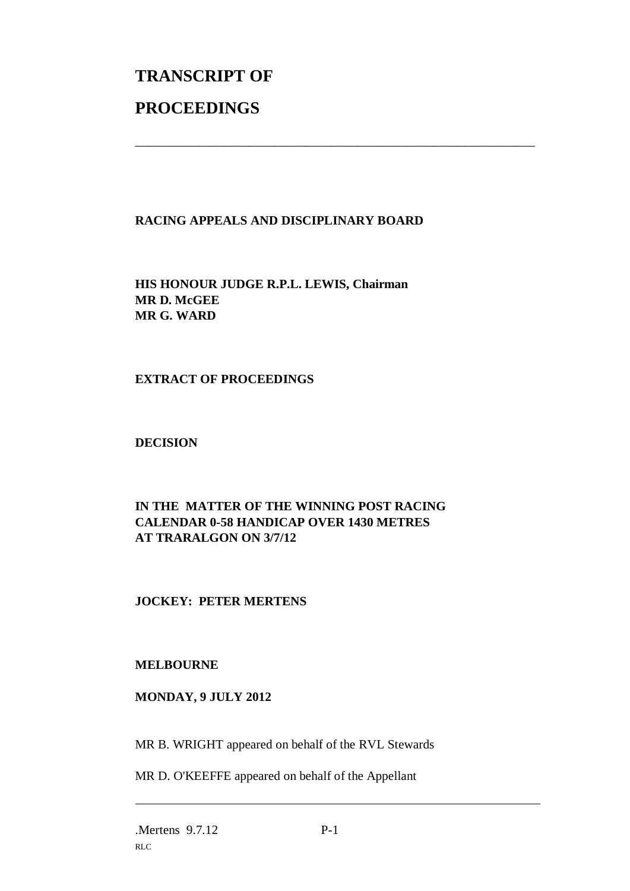# TRANSCRIPT OF

# PROCEEDINGS

---

**RACING APPEALS AND DISCIPLINARY BOARD**

**HIS HONOUR JUDGE R.P.L. LEWIS, Chairman**
**MR D. McGEE**
**MR G. WARD**

**EXTRACT OF PROCEEDINGS**

**DECISION**

**IN THE MATTER OF THE WINNING POST RACING CALENDAR 0-58 HANDICAP OVER 1430 METRES AT TRARALGON ON 3/7/12**

**JOCKEY: PETER MERTENS**

**MELBOURNE**

**MONDAY, 9 JULY 2012**

MR B. WRIGHT appeared on behalf of the RVL Stewards

MR D. O'KEEFFE appeared on behalf of the Appellant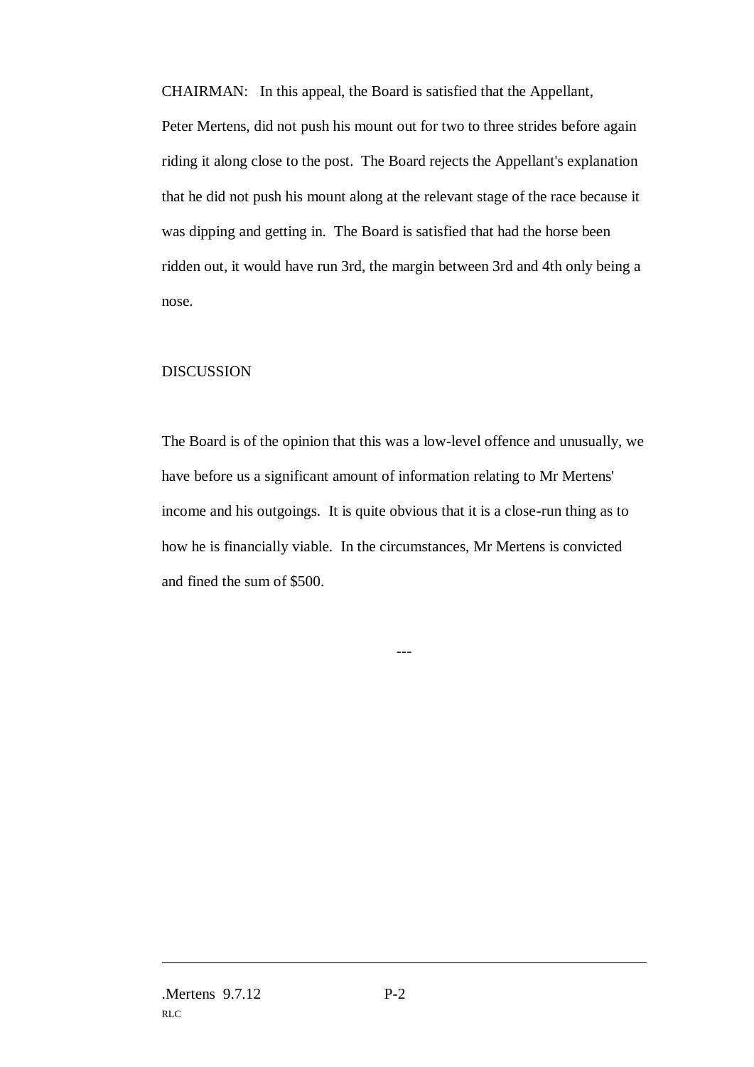CHAIRMAN: In this appeal, the Board is satisfied that the Appellant, Peter Mertens, did not push his mount out for two to three strides before again riding it along close to the post. The Board rejects the Appellant's explanation that he did not push his mount along at the relevant stage of the race because it was dipping and getting in. The Board is satisfied that had the horse been ridden out, it would have run 3rd, the margin between 3rd and 4th only being a nose.

## DISCUSSION

The Board is of the opinion that this was a low-level offence and unusually, we have before us a significant amount of information relating to Mr Mertens' income and his outgoings. It is quite obvious that it is a close-run thing as to how he is financially viable. In the circumstances, Mr Mertens is convicted and fined the sum of $500.

---